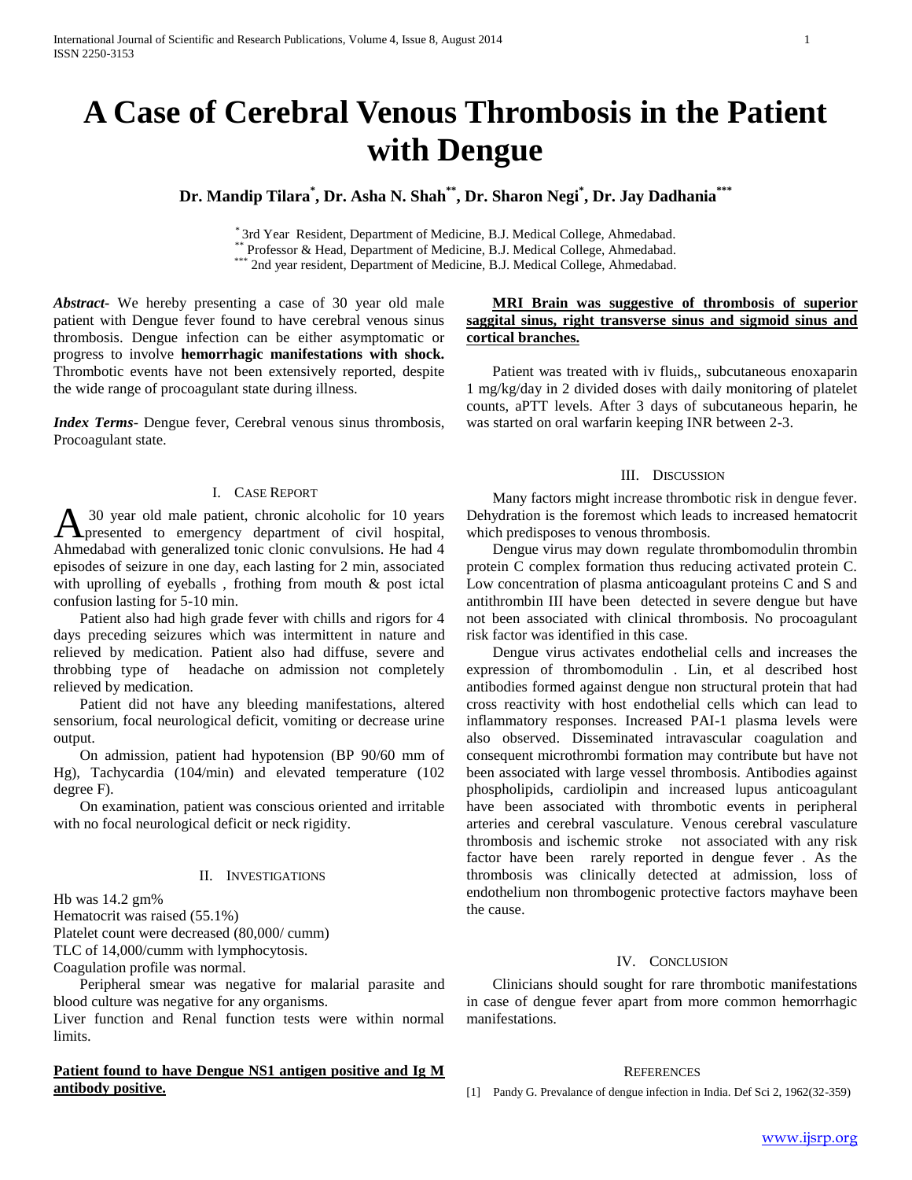# A Case of Cerebral Venous Thrombosis in the Patient with Dengue

**Dr. Mandip Tilara[*], Dr. Asha N. Shah[**], Dr. Sharon Negi[*], Dr. Jay Dadhania[***]**

[*] 3rd Year Resident, Department of Medicine, B.J. Medical College, Ahmedabad.
[**] Professor & Head, Department of Medicine, B.J. Medical College, Ahmedabad.
[***] 2nd year resident, Department of Medicine, B.J. Medical College, Ahmedabad.

***Abstract***- We hereby presenting a case of 30 year old male patient with Dengue fever found to have cerebral venous sinus thrombosis. Dengue infection can be either asymptomatic or progress to involve **hemorrhagic manifestations with shock.** Thrombotic events have not been extensively reported, despite the wide range of procoagulant state during illness.

***Index Terms***- Dengue fever, Cerebral venous sinus thrombosis, Procoagulant state.

## I. Case Report

A 30 year old male patient, chronic alcoholic for 10 years presented to emergency department of civil hospital, Ahmedabad with generalized tonic clonic convulsions. He had 4 episodes of seizure in one day, each lasting for 2 min, associated with uprolling of eyeballs , frothing from mouth & post ictal confusion lasting for 5-10 min.

Patient also had high grade fever with chills and rigors for 4 days preceding seizures which was intermittent in nature and relieved by medication. Patient also had diffuse, severe and throbbing type of headache on admission not completely relieved by medication.

Patient did not have any bleeding manifestations, altered sensorium, focal neurological deficit, vomiting or decrease urine output.

On admission, patient had hypotension (BP 90/60 mm of Hg), Tachycardia (104/min) and elevated temperature (102 degree F).

On examination, patient was conscious oriented and irritable with no focal neurological deficit or neck rigidity.

## II. Investigations

Hb was 14.2 gm%
Hematocrit was raised (55.1%)
Platelet count were decreased (80,000/ cumm)
TLC of 14,000/cumm with lymphocytosis.
Coagulation profile was normal.

Peripheral smear was negative for malarial parasite and blood culture was negative for any organisms.

Liver function and Renal function tests were within normal limits.

**Patient found to have Dengue NS1 antigen positive and Ig M antibody positive.**

**MRI Brain was suggestive of thrombosis of superior saggital sinus, right transverse sinus and sigmoid sinus and cortical branches.**

Patient was treated with iv fluids,, subcutaneous enoxaparin 1 mg/kg/day in 2 divided doses with daily monitoring of platelet counts, aPTT levels. After 3 days of subcutaneous heparin, he was started on oral warfarin keeping INR between 2-3.

## III. Discussion

Many factors might increase thrombotic risk in dengue fever. Dehydration is the foremost which leads to increased hematocrit which predisposes to venous thrombosis.

Dengue virus may down regulate thrombomodulin thrombin protein C complex formation thus reducing activated protein C. Low concentration of plasma anticoagulant proteins C and S and antithrombin III have been detected in severe dengue but have not been associated with clinical thrombosis. No procoagulant risk factor was identified in this case.

Dengue virus activates endothelial cells and increases the expression of thrombomodulin . Lin, et al described host antibodies formed against dengue non structural protein that had cross reactivity with host endothelial cells which can lead to inflammatory responses. Increased PAI-1 plasma levels were also observed. Disseminated intravascular coagulation and consequent microthrombi formation may contribute but have not been associated with large vessel thrombosis. Antibodies against phospholipids, cardiolipin and increased lupus anticoagulant have been associated with thrombotic events in peripheral arteries and cerebral vasculature. Venous cerebral vasculature thrombosis and ischemic stroke not associated with any risk factor have been rarely reported in dengue fever . As the thrombosis was clinically detected at admission, loss of endothelium non thrombogenic protective factors mayhave been the cause.

## IV. Conclusion

Clinicians should sought for rare thrombotic manifestations in case of dengue fever apart from more common hemorrhagic manifestations.

## References

[1] Pandy G. Prevalance of dengue infection in India. Def Sci 2, 1962(32-359)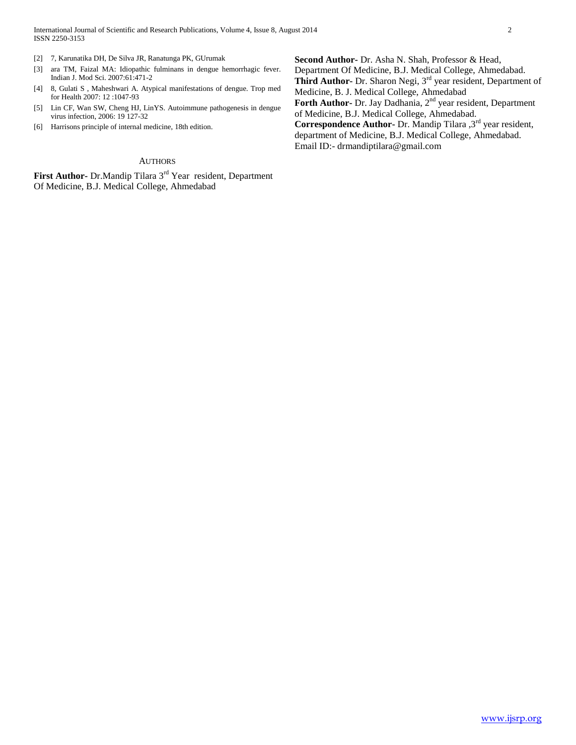[2] 7, Karunatika DH, De Silva JR, Ranatunga PK, GUrumak

[3] ara TM, Faizal MA: Idiopathic fulminans in dengue hemorrhagic fever. Indian J. Mod Sci. 2007:61:471-2

[4] 8, Gulati S , Maheshwari A. Atypical manifestations of dengue. Trop med for Health 2007: 12 :1047-93

[5] Lin CF, Wan SW, Cheng HJ, LinYS. Autoimmune pathogenesis in dengue virus infection, 2006: 19 127-32

[6] Harrisons principle of internal medicine, 18th edition.

## AUTHORS

**First Author-** Dr.Mandip Tilara 3rd Year resident, Department Of Medicine, B.J. Medical College, Ahmedabad

**Second Author-** Dr. Asha N. Shah, Professor & Head, Department Of Medicine, B.J. Medical College, Ahmedabad.

**Third Author-** Dr. Sharon Negi, 3rd year resident, Department of Medicine, B. J. Medical College, Ahmedabad

**Forth Author-** Dr. Jay Dadhania, 2nd year resident, Department of Medicine, B.J. Medical College, Ahmedabad.

**Correspondence Author-** Dr. Mandip Tilara ,3rd year resident, department of Medicine, B.J. Medical College, Ahmedabad. Email ID:- drmandiptilara@gmail.com